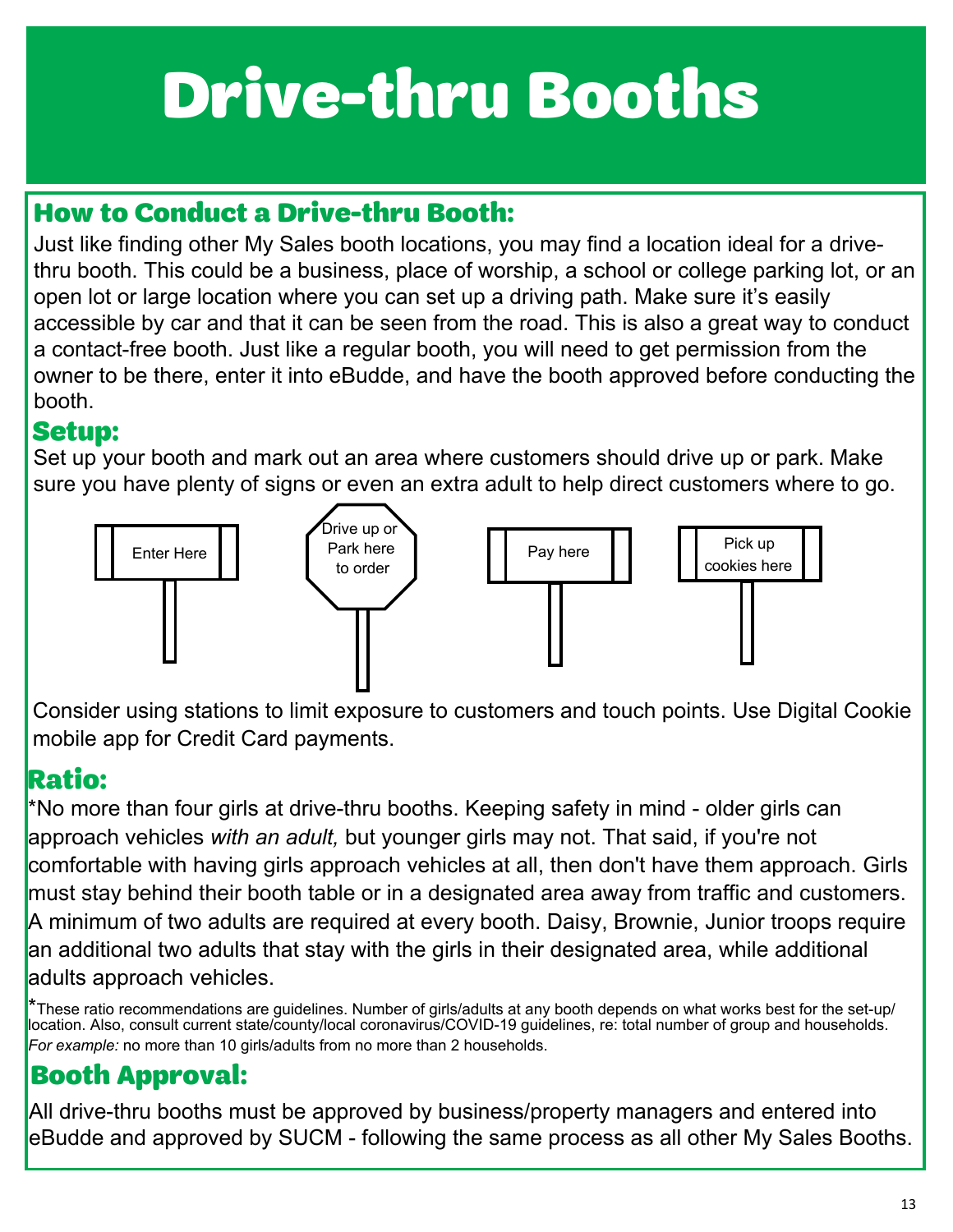# Drive-thru Booths

## How to Conduct a Drive-thru Booth:

Just like finding other My Sales booth locations, you may find a location ideal for a drive-thru booth. This could be a business, place of worship, a school or college parking lot, or an open lot or large location where you can set up a driving path. Make sure it's easily accessible by car and that it can be seen from the road. This is also a great way to conduct a contact-free booth. Just like a regular booth, you will need to get permission from the owner to be there, enter it into eBudde, and have the booth approved before conducting the booth.

## Setup:

Set up your booth and mark out an area where customers should drive up or park. Make sure you have plenty of signs or even an extra adult to help direct customers where to go.

Enter Here

Drive up or Park here to order

Pay here

Pick up cookies here

Consider using stations to limit exposure to customers and touch points. Use Digital Cookie mobile app for Credit Card payments.

## Ratio:

*No more than four girls at drive-thru booths. Keeping safety in mind - older girls can approach vehicles *with an adult,* but younger girls may not. That said, if you're not comfortable with having girls approach vehicles at all, then don't have them approach. Girls must stay behind their booth table or in a designated area away from traffic and customers. A minimum of two adults are required at every booth. Daisy, Brownie, Junior troops require an additional two adults that stay with the girls in their designated area, while additional adults approach vehicles.

*These ratio recommendations are guidelines. Number of girls/adults at any booth depends on what works best for the set-up/location. Also, consult current state/county/local coronavirus/COVID-19 guidelines, re: total number of group and households. *For example:* no more than 10 girls/adults from no more than 2 households.

## Booth Approval:

All drive-thru booths must be approved by business/property managers and entered into eBudde and approved by SUCM - following the same process as all other My Sales Booths.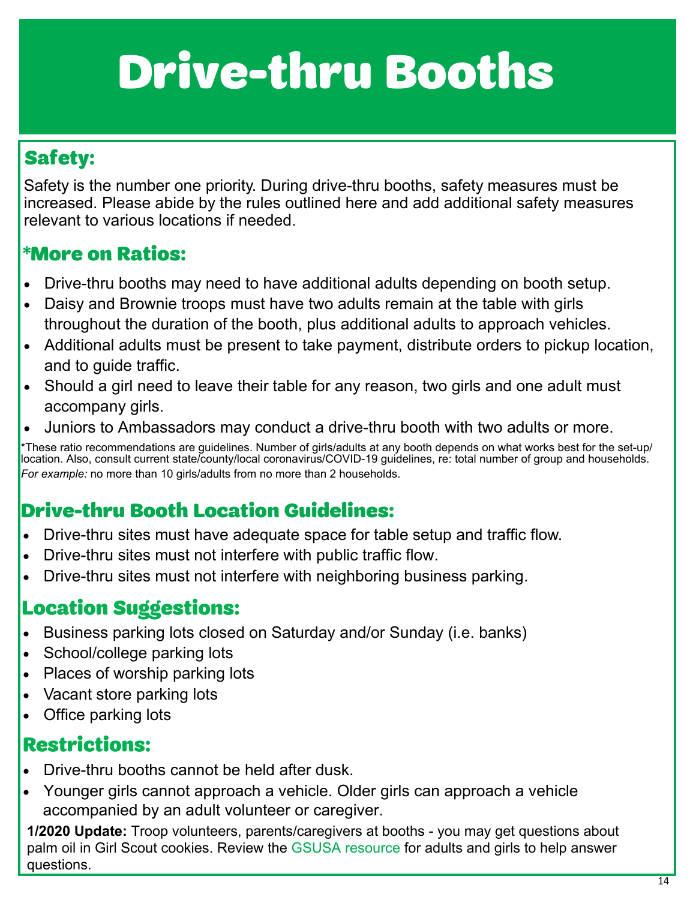# Drive-thru Booths

## Safety:

Safety is the number one priority. During drive-thru booths, safety measures must be increased. Please abide by the rules outlined here and add additional safety measures relevant to various locations if needed.

## *More on Ratios:

- Drive-thru booths may need to have additional adults depending on booth setup.
- Daisy and Brownie troops must have two adults remain at the table with girls throughout the duration of the booth, plus additional adults to approach vehicles.
- Additional adults must be present to take payment, distribute orders to pickup location, and to guide traffic.
- Should a girl need to leave their table for any reason, two girls and one adult must accompany girls.
- Juniors to Ambassadors may conduct a drive-thru booth with two adults or more.

*These ratio recommendations are guidelines. Number of girls/adults at any booth depends on what works best for the set-up/location. Also, consult current state/county/local coronavirus/COVID-19 guidelines, re: total number of group and households. *For example:* no more than 10 girls/adults from no more than 2 households.

## Drive-thru Booth Location Guidelines:

- Drive-thru sites must have adequate space for table setup and traffic flow.
- Drive-thru sites must not interfere with public traffic flow.
- Drive-thru sites must not interfere with neighboring business parking.

## Location Suggestions:

- Business parking lots closed on Saturday and/or Sunday (i.e. banks)
- School/college parking lots
- Places of worship parking lots
- Vacant store parking lots
- Office parking lots

## Restrictions:

- Drive-thru booths cannot be held after dusk.
- Younger girls cannot approach a vehicle. Older girls can approach a vehicle accompanied by an adult volunteer or caregiver.

**1/2020 Update:** Troop volunteers, parents/caregivers at booths - you may get questions about palm oil in Girl Scout cookies. Review the GSUSA resource for adults and girls to help answer questions.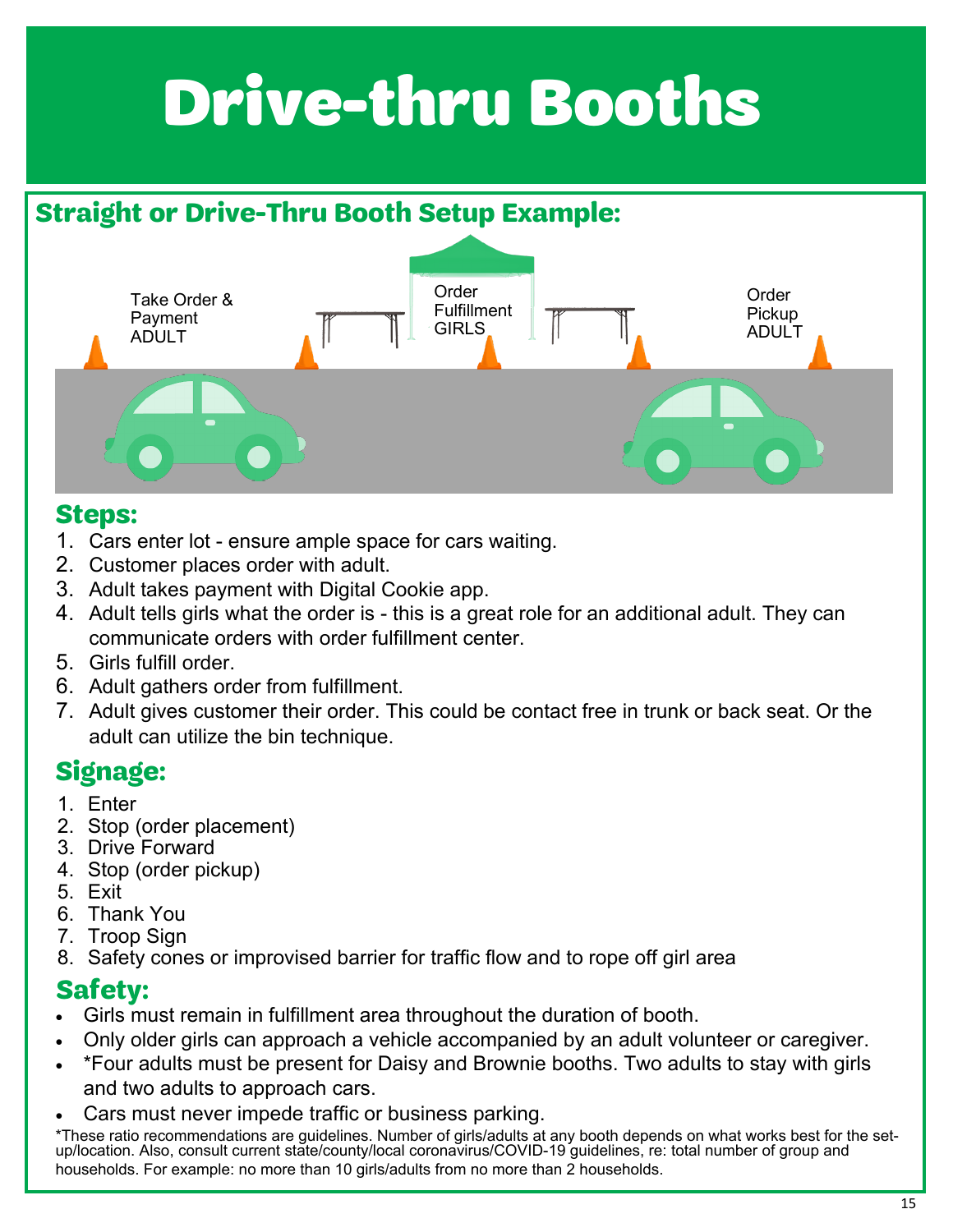# Drive-thru Booths

## Straight or Drive-Thru Booth Setup Example:

Take Order & Payment ADULT

Order Fulfillment GIRLS

Order Pickup ADULT

## Steps:

1. Cars enter lot - ensure ample space for cars waiting.
2. Customer places order with adult.
3. Adult takes payment with Digital Cookie app.
4. Adult tells girls what the order is - this is a great role for an additional adult. They can communicate orders with order fulfillment center.
5. Girls fulfill order.
6. Adult gathers order from fulfillment.
7. Adult gives customer their order. This could be contact free in trunk or back seat. Or the adult can utilize the bin technique.

## Signage:

1. Enter
2. Stop (order placement)
3. Drive Forward
4. Stop (order pickup)
5. Exit
6. Thank You
7. Troop Sign
8. Safety cones or improvised barrier for traffic flow and to rope off girl area

## Safety:

- Girls must remain in fulfillment area throughout the duration of booth.
- Only older girls can approach a vehicle accompanied by an adult volunteer or caregiver.
- *Four adults must be present for Daisy and Brownie booths. Two adults to stay with girls and two adults to approach cars.
- Cars must never impede traffic or business parking.

*These ratio recommendations are guidelines. Number of girls/adults at any booth depends on what works best for the set-up/location. Also, consult current state/county/local coronavirus/COVID-19 guidelines, re: total number of group and households. For example: no more than 10 girls/adults from no more than 2 households.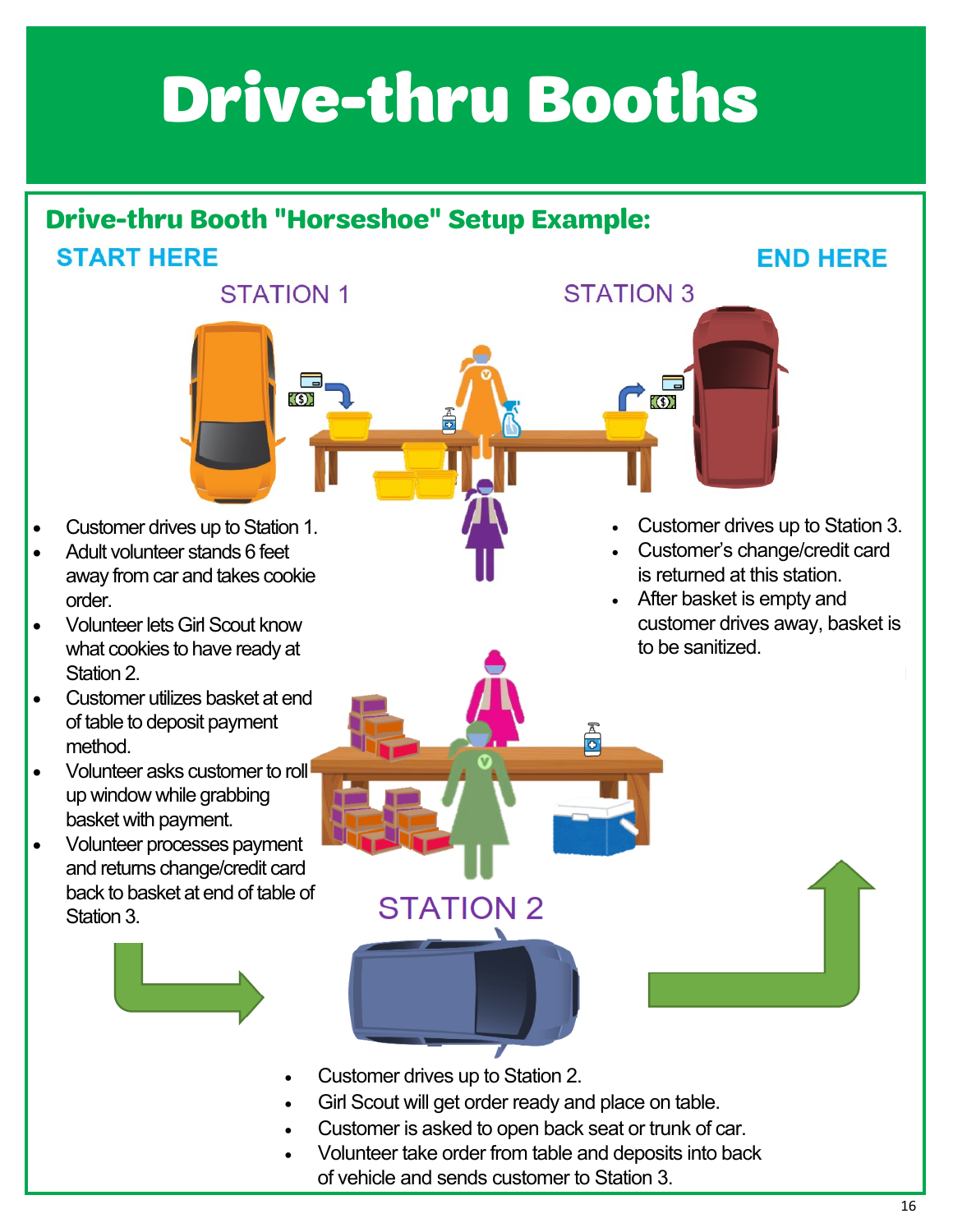# Drive-thru Booths

## Drive-thru Booth "Horseshoe" Setup Example:

**START HERE**

**END HERE**

### STATION 1

- Customer drives up to Station 1.
- Adult volunteer stands 6 feet away from car and takes cookie order.
- Volunteer lets Girl Scout know what cookies to have ready at Station 2.
- Customer utilizes basket at end of table to deposit payment method.
- Volunteer asks customer to roll up window while grabbing basket with payment.
- Volunteer processes payment and returns change/credit card back to basket at end of table of Station 3.

### STATION 3

- Customer drives up to Station 3.
- Customer's change/credit card is returned at this station.
- After basket is empty and customer drives away, basket is to be sanitized.

### STATION 2

- Customer drives up to Station 2.
- Girl Scout will get order ready and place on table.
- Customer is asked to open back seat or trunk of car.
- Volunteer take order from table and deposits into back of vehicle and sends customer to Station 3.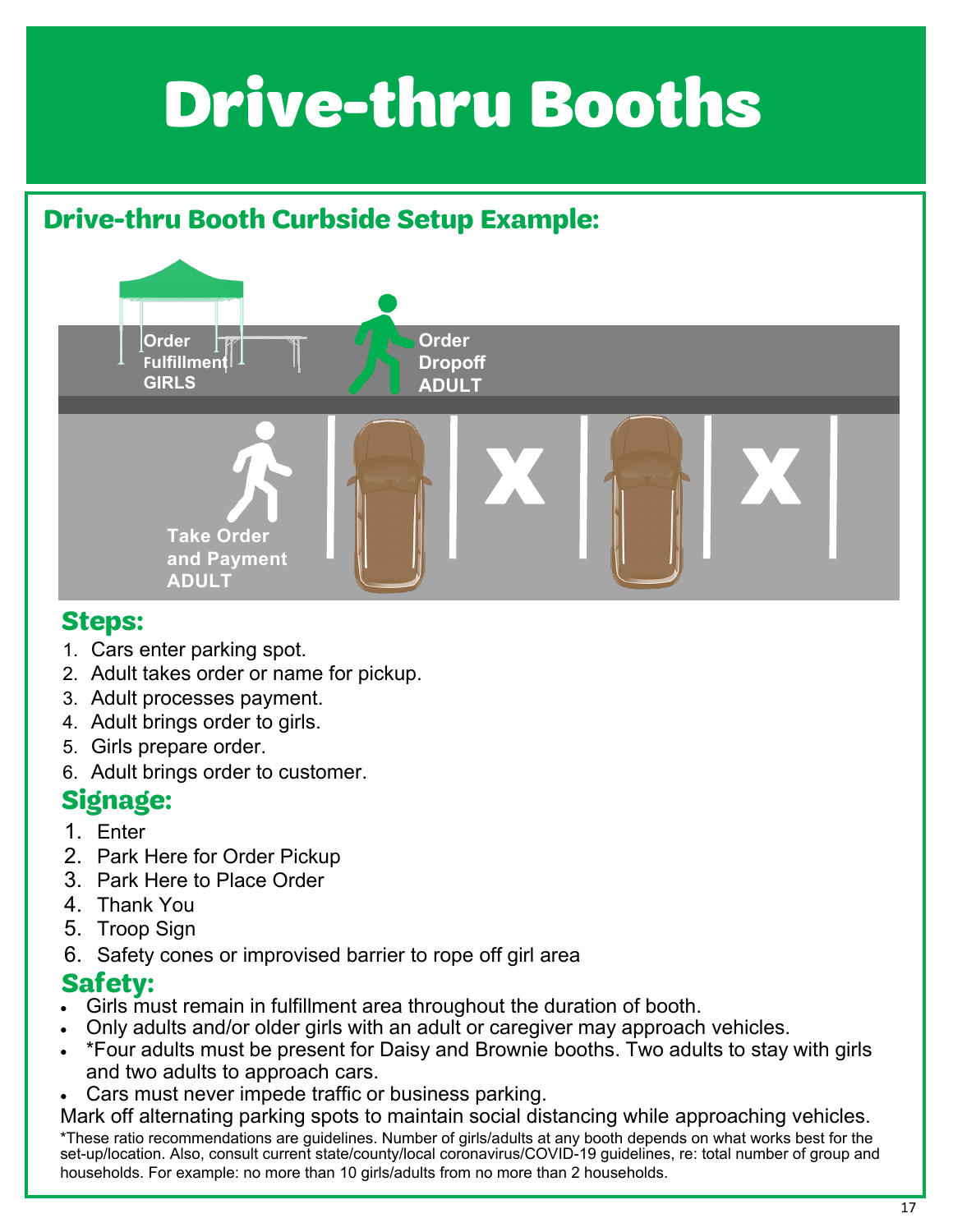# Drive-thru Booths

## Drive-thru Booth Curbside Setup Example:

Order Fulfillment GIRLS

Order Dropoff ADULT

Take Order and Payment ADULT

X

X

## Steps:

1. Cars enter parking spot.
2. Adult takes order or name for pickup.
3. Adult processes payment.
4. Adult brings order to girls.
5. Girls prepare order.
6. Adult brings order to customer.

## Signage:

1. Enter
2. Park Here for Order Pickup
3. Park Here to Place Order
4. Thank You
5. Troop Sign
6. Safety cones or improvised barrier to rope off girl area

## Safety:

- Girls must remain in fulfillment area throughout the duration of booth.
- Only adults and/or older girls with an adult or caregiver may approach vehicles.
- *Four adults must be present for Daisy and Brownie booths. Two adults to stay with girls and two adults to approach cars.
- Cars must never impede traffic or business parking.

Mark off alternating parking spots to maintain social distancing while approaching vehicles.

*These ratio recommendations are guidelines. Number of girls/adults at any booth depends on what works best for the set-up/location. Also, consult current state/county/local coronavirus/COVID-19 guidelines, re: total number of group and households. For example: no more than 10 girls/adults from no more than 2 households.